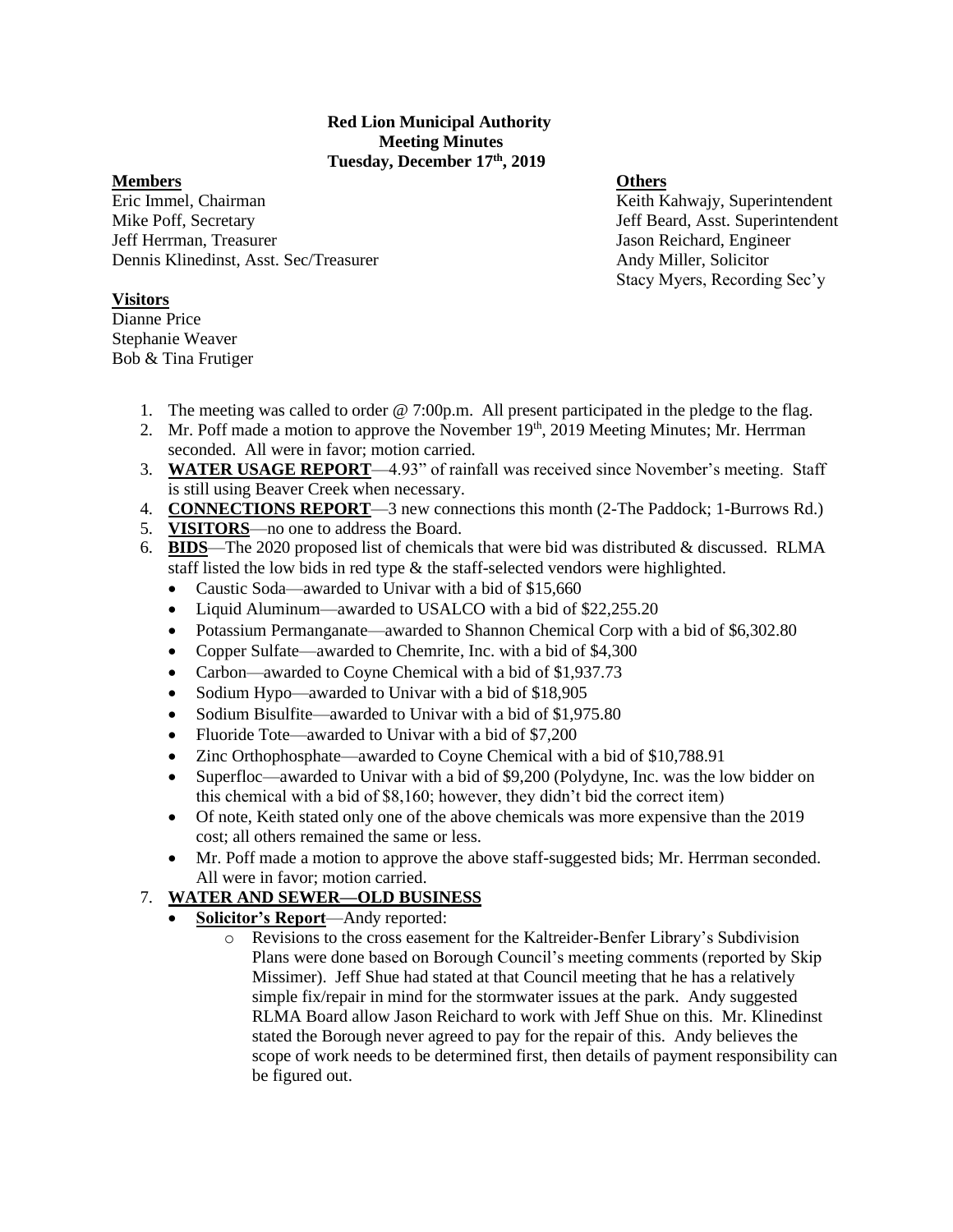**Red Lion Municipal Authority**
**Meeting Minutes**
**Tuesday, December 17th, 2019**

**Members**

Eric Immel, Chairman
Mike Poff, Secretary
Jeff Herrman, Treasurer
Dennis Klinedinst, Asst. Sec/Treasurer

**Others**

Keith Kahwajy, Superintendent
Jeff Beard, Asst. Superintendent
Jason Reichard, Engineer
Andy Miller, Solicitor
Stacy Myers, Recording Sec'y

**Visitors**

Dianne Price
Stephanie Weaver
Bob & Tina Frutiger

1. The meeting was called to order @ 7:00p.m. All present participated in the pledge to the flag.
2. Mr. Poff made a motion to approve the November 19th, 2019 Meeting Minutes; Mr. Herrman seconded. All were in favor; motion carried.
3. **WATER USAGE REPORT**—4.93" of rainfall was received since November's meeting. Staff is still using Beaver Creek when necessary.
4. **CONNECTIONS REPORT**—3 new connections this month (2-The Paddock; 1-Burrows Rd.)
5. **VISITORS**—no one to address the Board.
6. **BIDS**—The 2020 proposed list of chemicals that were bid was distributed & discussed. RLMA staff listed the low bids in red type & the staff-selected vendors were highlighted.
   - Caustic Soda—awarded to Univar with a bid of $15,660
   - Liquid Aluminum—awarded to USALCO with a bid of $22,255.20
   - Potassium Permanganate—awarded to Shannon Chemical Corp with a bid of $6,302.80
   - Copper Sulfate—awarded to Chemrite, Inc. with a bid of $4,300
   - Carbon—awarded to Coyne Chemical with a bid of $1,937.73
   - Sodium Hypo—awarded to Univar with a bid of $18,905
   - Sodium Bisulfite—awarded to Univar with a bid of $1,975.80
   - Fluoride Tote—awarded to Univar with a bid of $7,200
   - Zinc Orthophosphate—awarded to Coyne Chemical with a bid of $10,788.91
   - Superfloc—awarded to Univar with a bid of $9,200 (Polydyne, Inc. was the low bidder on this chemical with a bid of $8,160; however, they didn't bid the correct item)
   - Of note, Keith stated only one of the above chemicals was more expensive than the 2019 cost; all others remained the same or less.
   - Mr. Poff made a motion to approve the above staff-suggested bids; Mr. Herrman seconded. All were in favor; motion carried.
7. **WATER AND SEWER—OLD BUSINESS**
   - **Solicitor's Report**—Andy reported:
     - Revisions to the cross easement for the Kaltreider-Benfer Library's Subdivision Plans were done based on Borough Council's meeting comments (reported by Skip Missimer). Jeff Shue had stated at that Council meeting that he has a relatively simple fix/repair in mind for the stormwater issues at the park. Andy suggested RLMA Board allow Jason Reichard to work with Jeff Shue on this. Mr. Klinedinst stated the Borough never agreed to pay for the repair of this. Andy believes the scope of work needs to be determined first, then details of payment responsibility can be figured out.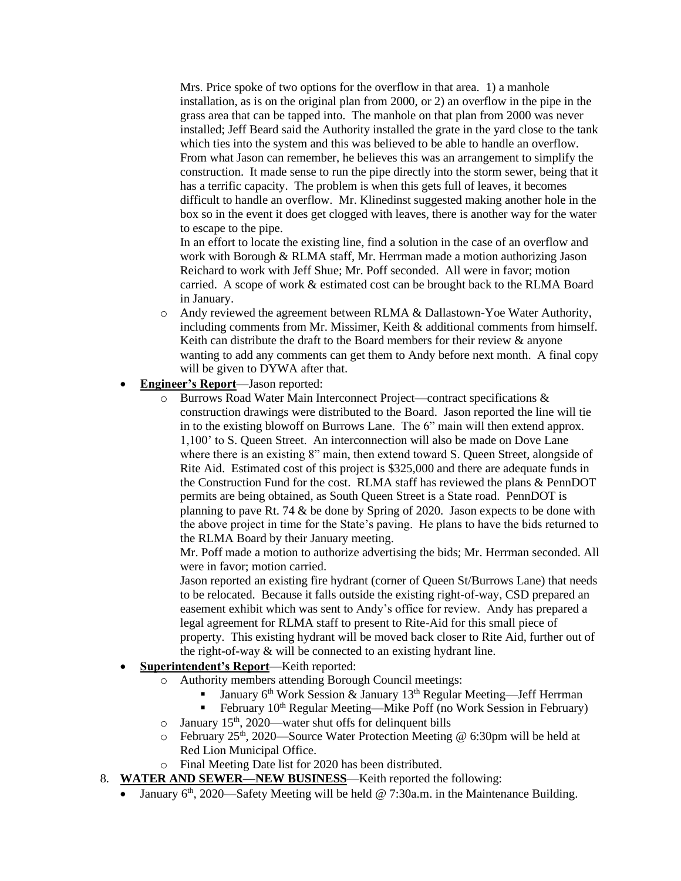Mrs. Price spoke of two options for the overflow in that area. 1) a manhole installation, as is on the original plan from 2000, or 2) an overflow in the pipe in the grass area that can be tapped into. The manhole on that plan from 2000 was never installed; Jeff Beard said the Authority installed the grate in the yard close to the tank which ties into the system and this was believed to be able to handle an overflow. From what Jason can remember, he believes this was an arrangement to simplify the construction. It made sense to run the pipe directly into the storm sewer, being that it has a terrific capacity. The problem is when this gets full of leaves, it becomes difficult to handle an overflow. Mr. Klinedinst suggested making another hole in the box so in the event it does get clogged with leaves, there is another way for the water to escape to the pipe.

In an effort to locate the existing line, find a solution in the case of an overflow and work with Borough & RLMA staff, Mr. Herrman made a motion authorizing Jason Reichard to work with Jeff Shue; Mr. Poff seconded. All were in favor; motion carried. A scope of work & estimated cost can be brought back to the RLMA Board in January.

- Andy reviewed the agreement between RLMA & Dallastown-Yoe Water Authority, including comments from Mr. Missimer, Keith & additional comments from himself. Keith can distribute the draft to the Board members for their review & anyone wanting to add any comments can get them to Andy before next month. A final copy will be given to DYWA after that.

- **Engineer's Report**—Jason reported:
  - Burrows Road Water Main Interconnect Project—contract specifications & construction drawings were distributed to the Board. Jason reported the line will tie in to the existing blowoff on Burrows Lane. The 6" main will then extend approx. 1,100' to S. Queen Street. An interconnection will also be made on Dove Lane where there is an existing 8" main, then extend toward S. Queen Street, alongside of Rite Aid. Estimated cost of this project is $325,000 and there are adequate funds in the Construction Fund for the cost. RLMA staff has reviewed the plans & PennDOT permits are being obtained, as South Queen Street is a State road. PennDOT is planning to pave Rt. 74 & be done by Spring of 2020. Jason expects to be done with the above project in time for the State's paving. He plans to have the bids returned to the RLMA Board by their January meeting.

    Mr. Poff made a motion to authorize advertising the bids; Mr. Herrman seconded. All were in favor; motion carried.

    Jason reported an existing fire hydrant (corner of Queen St/Burrows Lane) that needs to be relocated. Because it falls outside the existing right-of-way, CSD prepared an easement exhibit which was sent to Andy's office for review. Andy has prepared a legal agreement for RLMA staff to present to Rite-Aid for this small piece of property. This existing hydrant will be moved back closer to Rite Aid, further out of the right-of-way & will be connected to an existing hydrant line.

- **Superintendent's Report**—Keith reported:
  - Authority members attending Borough Council meetings:
    - January 6th Work Session & January 13th Regular Meeting—Jeff Herrman
    - February 10th Regular Meeting—Mike Poff (no Work Session in February)
  - January 15th, 2020—water shut offs for delinquent bills
  - February 25th, 2020—Source Water Protection Meeting @ 6:30pm will be held at Red Lion Municipal Office.
  - Final Meeting Date list for 2020 has been distributed.

8. **WATER AND SEWER—NEW BUSINESS**—Keith reported the following:
   - January 6th, 2020—Safety Meeting will be held @ 7:30a.m. in the Maintenance Building.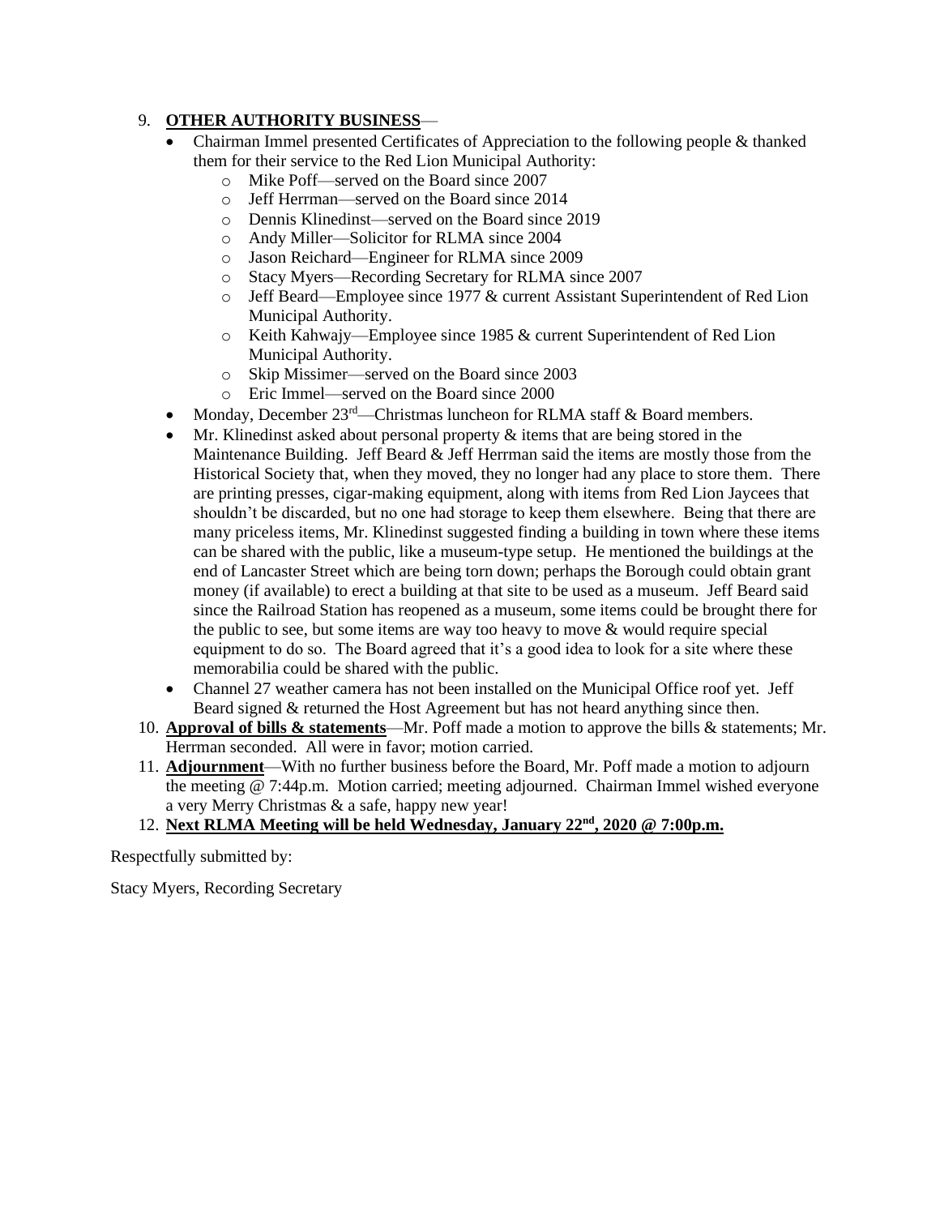9. **OTHER AUTHORITY BUSINESS**—
   - Chairman Immel presented Certificates of Appreciation to the following people & thanked them for their service to the Red Lion Municipal Authority:
     - Mike Poff—served on the Board since 2007
     - Jeff Herrman—served on the Board since 2014
     - Dennis Klinedinst—served on the Board since 2019
     - Andy Miller—Solicitor for RLMA since 2004
     - Jason Reichard—Engineer for RLMA since 2009
     - Stacy Myers—Recording Secretary for RLMA since 2007
     - Jeff Beard—Employee since 1977 & current Assistant Superintendent of Red Lion Municipal Authority.
     - Keith Kahwajy—Employee since 1985 & current Superintendent of Red Lion Municipal Authority.
     - Skip Missimer—served on the Board since 2003
     - Eric Immel—served on the Board since 2000
   - Monday, December 23rd—Christmas luncheon for RLMA staff & Board members.
   - Mr. Klinedinst asked about personal property & items that are being stored in the Maintenance Building. Jeff Beard & Jeff Herrman said the items are mostly those from the Historical Society that, when they moved, they no longer had any place to store them. There are printing presses, cigar-making equipment, along with items from Red Lion Jaycees that shouldn't be discarded, but no one had storage to keep them elsewhere. Being that there are many priceless items, Mr. Klinedinst suggested finding a building in town where these items can be shared with the public, like a museum-type setup. He mentioned the buildings at the end of Lancaster Street which are being torn down; perhaps the Borough could obtain grant money (if available) to erect a building at that site to be used as a museum. Jeff Beard said since the Railroad Station has reopened as a museum, some items could be brought there for the public to see, but some items are way too heavy to move & would require special equipment to do so. The Board agreed that it's a good idea to look for a site where these memorabilia could be shared with the public.
   - Channel 27 weather camera has not been installed on the Municipal Office roof yet. Jeff Beard signed & returned the Host Agreement but has not heard anything since then.
10. **Approval of bills & statements**—Mr. Poff made a motion to approve the bills & statements; Mr. Herrman seconded. All were in favor; motion carried.
11. **Adjournment**—With no further business before the Board, Mr. Poff made a motion to adjourn the meeting @ 7:44p.m. Motion carried; meeting adjourned. Chairman Immel wished everyone a very Merry Christmas & a safe, happy new year!
12. **Next RLMA Meeting will be held Wednesday, January 22nd, 2020 @ 7:00p.m.**

Respectfully submitted by:

Stacy Myers, Recording Secretary